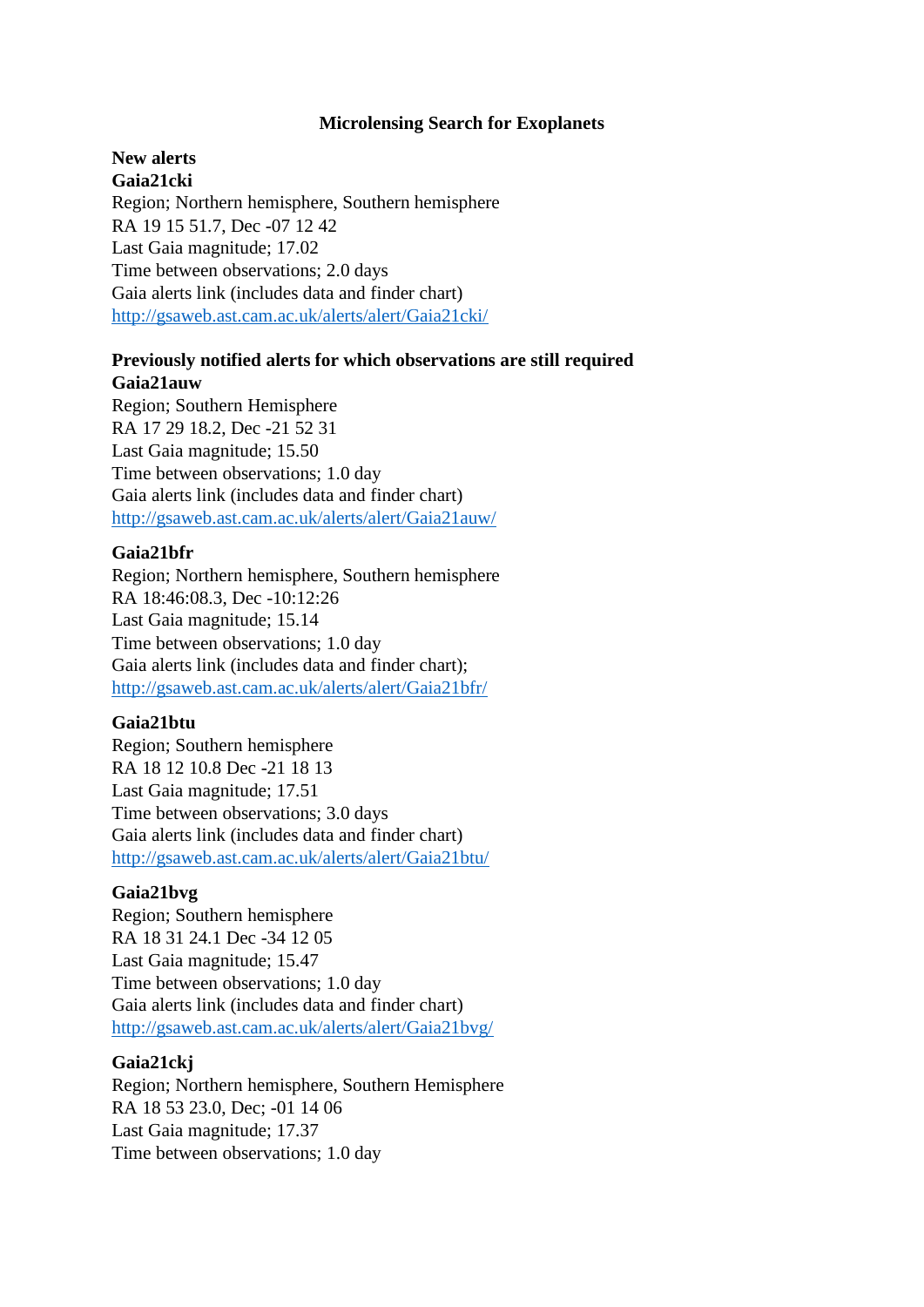# Microlensing Search for Exoplanets

## New alerts

**Gaia21cki**

Region; Northern hemisphere, Southern hemisphere
RA 19 15 51.7, Dec -07 12 42
Last Gaia magnitude; 17.02
Time between observations; 2.0 days
Gaia alerts link (includes data and finder chart)
http://gsaweb.ast.cam.ac.uk/alerts/alert/Gaia21cki/

## Previously notified alerts for which observations are still required

**Gaia21auw**

Region; Southern Hemisphere
RA 17 29 18.2, Dec -21 52 31
Last Gaia magnitude; 15.50
Time between observations; 1.0 day
Gaia alerts link (includes data and finder chart)
http://gsaweb.ast.cam.ac.uk/alerts/alert/Gaia21auw/

**Gaia21bfr**

Region; Northern hemisphere, Southern hemisphere
RA 18:46:08.3, Dec -10:12:26
Last Gaia magnitude; 15.14
Time between observations; 1.0 day
Gaia alerts link (includes data and finder chart);
http://gsaweb.ast.cam.ac.uk/alerts/alert/Gaia21bfr/

**Gaia21btu**

Region; Southern hemisphere
RA 18 12 10.8 Dec -21 18 13
Last Gaia magnitude; 17.51
Time between observations; 3.0 days
Gaia alerts link (includes data and finder chart)
http://gsaweb.ast.cam.ac.uk/alerts/alert/Gaia21btu/

**Gaia21bvg**

Region; Southern hemisphere
RA 18 31 24.1 Dec -34 12 05
Last Gaia magnitude; 15.47
Time between observations; 1.0 day
Gaia alerts link (includes data and finder chart)
http://gsaweb.ast.cam.ac.uk/alerts/alert/Gaia21bvg/

**Gaia21ckj**

Region; Northern hemisphere, Southern Hemisphere
RA 18 53 23.0, Dec; -01 14 06
Last Gaia magnitude; 17.37
Time between observations; 1.0 day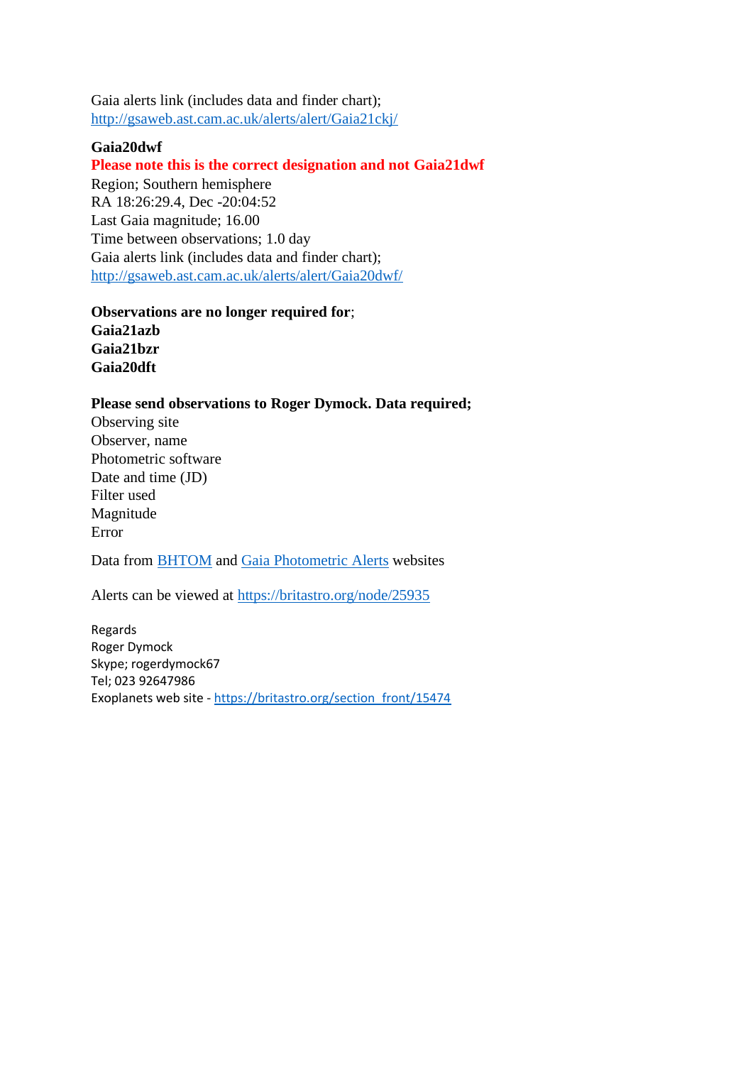Gaia alerts link (includes data and finder chart);
http://gsaweb.ast.cam.ac.uk/alerts/alert/Gaia21ckj/

**Gaia20dwf**
**Please note this is the correct designation and not Gaia21dwf**
Region; Southern hemisphere
RA 18:26:29.4, Dec -20:04:52
Last Gaia magnitude; 16.00
Time between observations; 1.0 day
Gaia alerts link (includes data and finder chart);
http://gsaweb.ast.cam.ac.uk/alerts/alert/Gaia20dwf/

**Observations are no longer required for**;
**Gaia21azb**
**Gaia21bzr**
**Gaia20dft**

**Please send observations to Roger Dymock. Data required;**
Observing site
Observer, name
Photometric software
Date and time (JD)
Filter used
Magnitude
Error

Data from BHTOM and Gaia Photometric Alerts websites

Alerts can be viewed at https://britastro.org/node/25935

Regards
Roger Dymock
Skype; rogerdymock67
Tel; 023 92647986
Exoplanets web site - https://britastro.org/section_front/15474